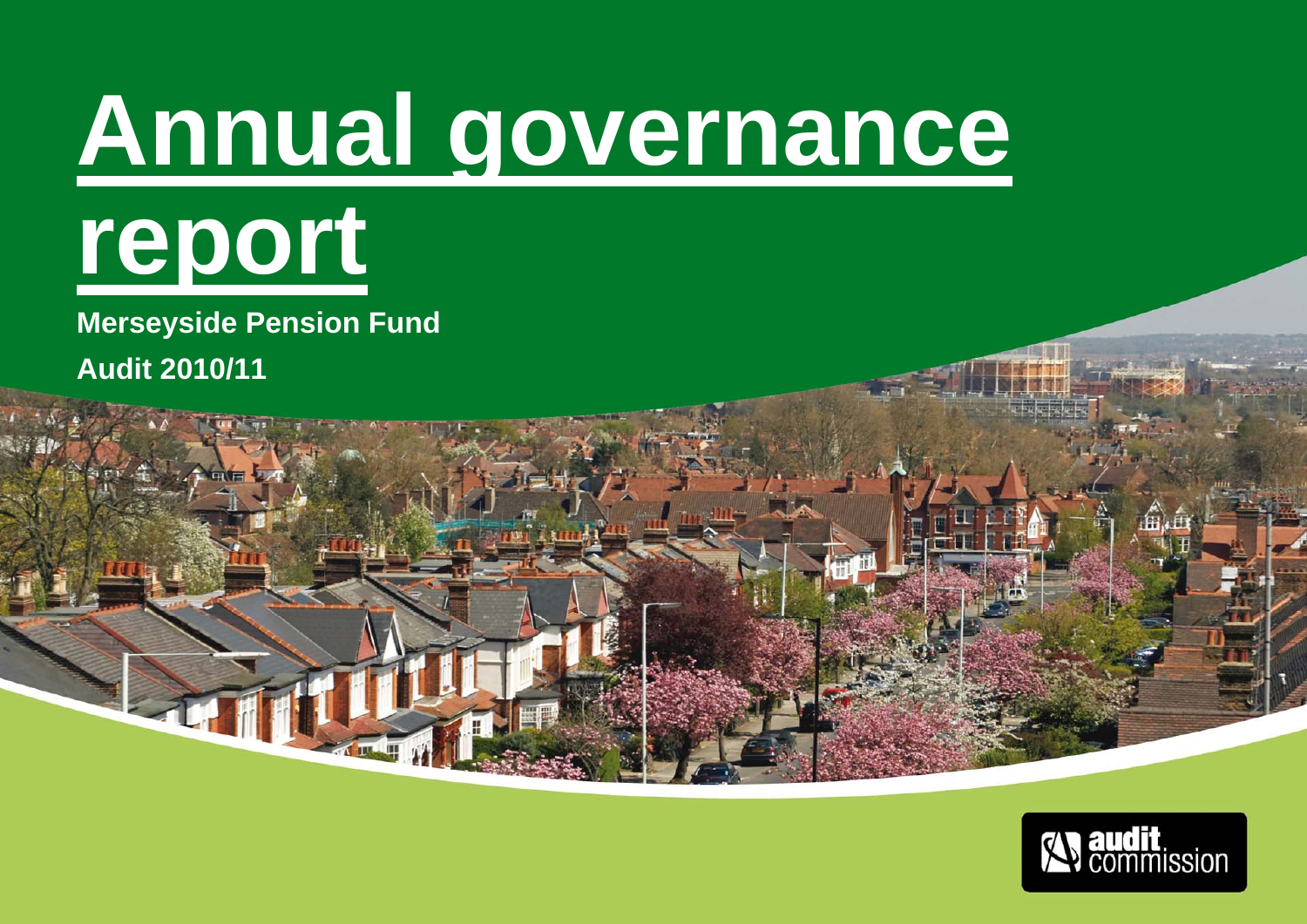# Annual governance report

**Merseyside Pension Fund**

**Audit 2010/11**

audit commission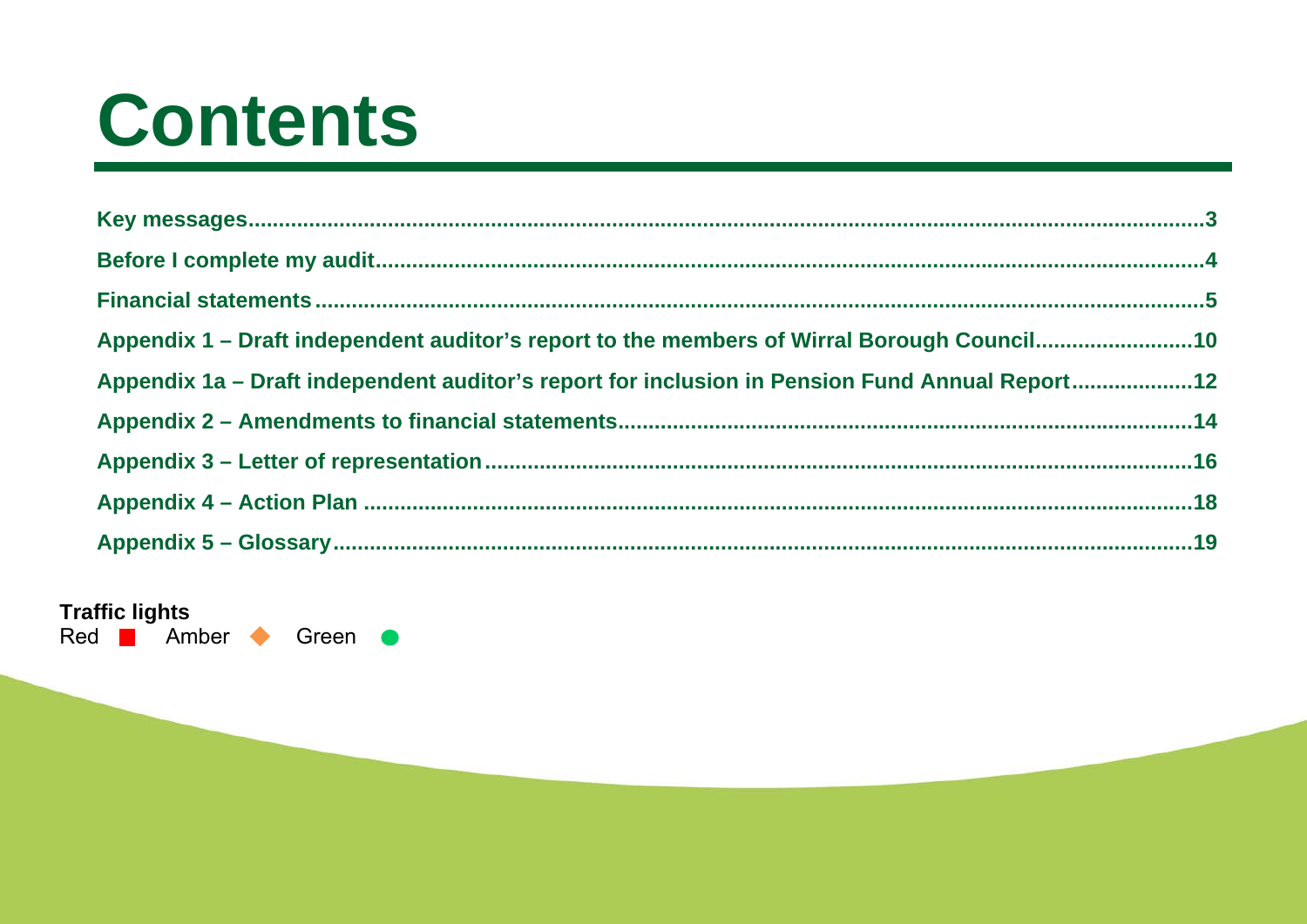# Contents

Key messages.......................................................................................................................................3

Before I complete my audit..................................................................................................................4

Financial statements.............................................................................................................................5

Appendix 1 – Draft independent auditor’s report to the members of Wirral Borough Council.........................10

Appendix 1a – Draft independent auditor’s report for inclusion in Pension Fund Annual Report....................12

Appendix 2 – Amendments to financial statements..........................................................................14

Appendix 3 – Letter of representation.................................................................................................16

Appendix 4 – Action Plan ....................................................................................................................18

Appendix 5 – Glossary.........................................................................................................................19

**Traffic lights**

Red ■ Amber ◆ Green ●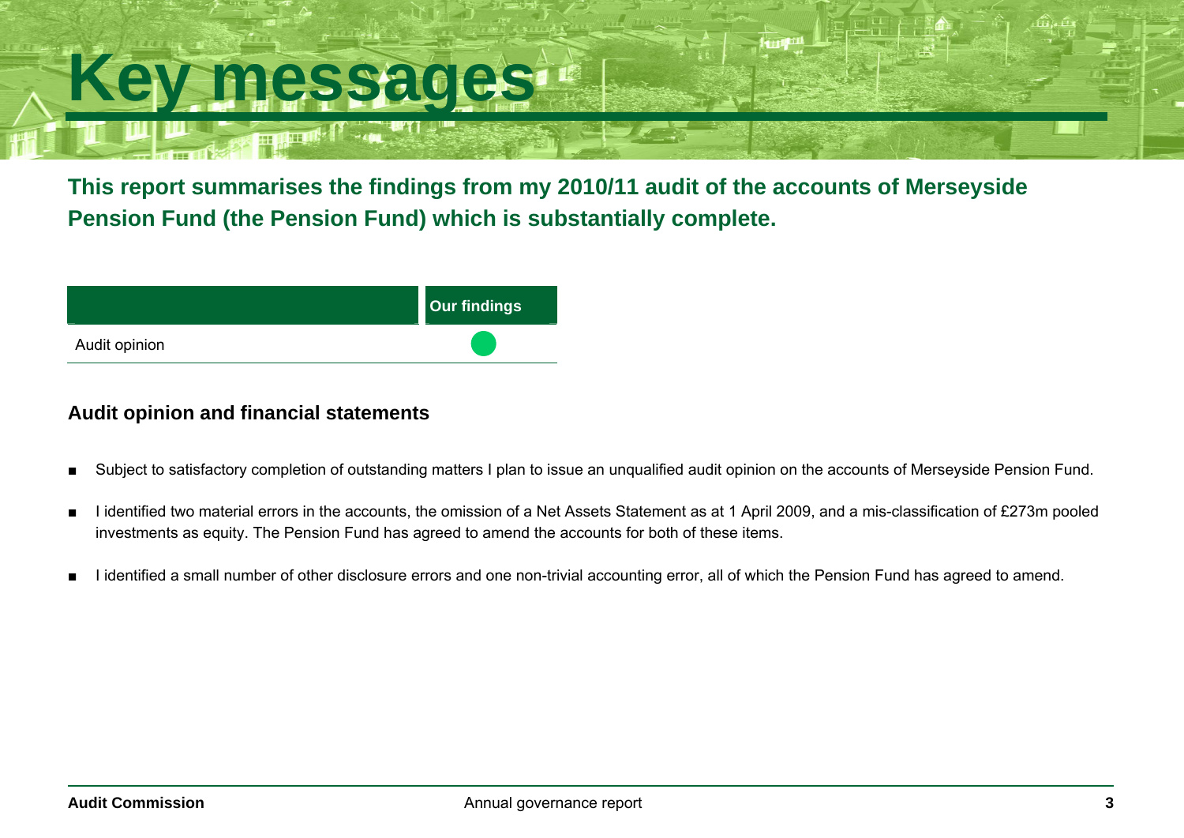# Key messages

**This report summarises the findings from my 2010/11 audit of the accounts of Merseyside Pension Fund (the Pension Fund) which is substantially complete.**

| | Our findings |
|---|---|
| Audit opinion | ● |

### Audit opinion and financial statements

- Subject to satisfactory completion of outstanding matters I plan to issue an unqualified audit opinion on the accounts of Merseyside Pension Fund.
- I identified two material errors in the accounts, the omission of a Net Assets Statement as at 1 April 2009, and a mis-classification of £273m pooled investments as equity. The Pension Fund has agreed to amend the accounts for both of these items.
- I identified a small number of other disclosure errors and one non-trivial accounting error, all of which the Pension Fund has agreed to amend.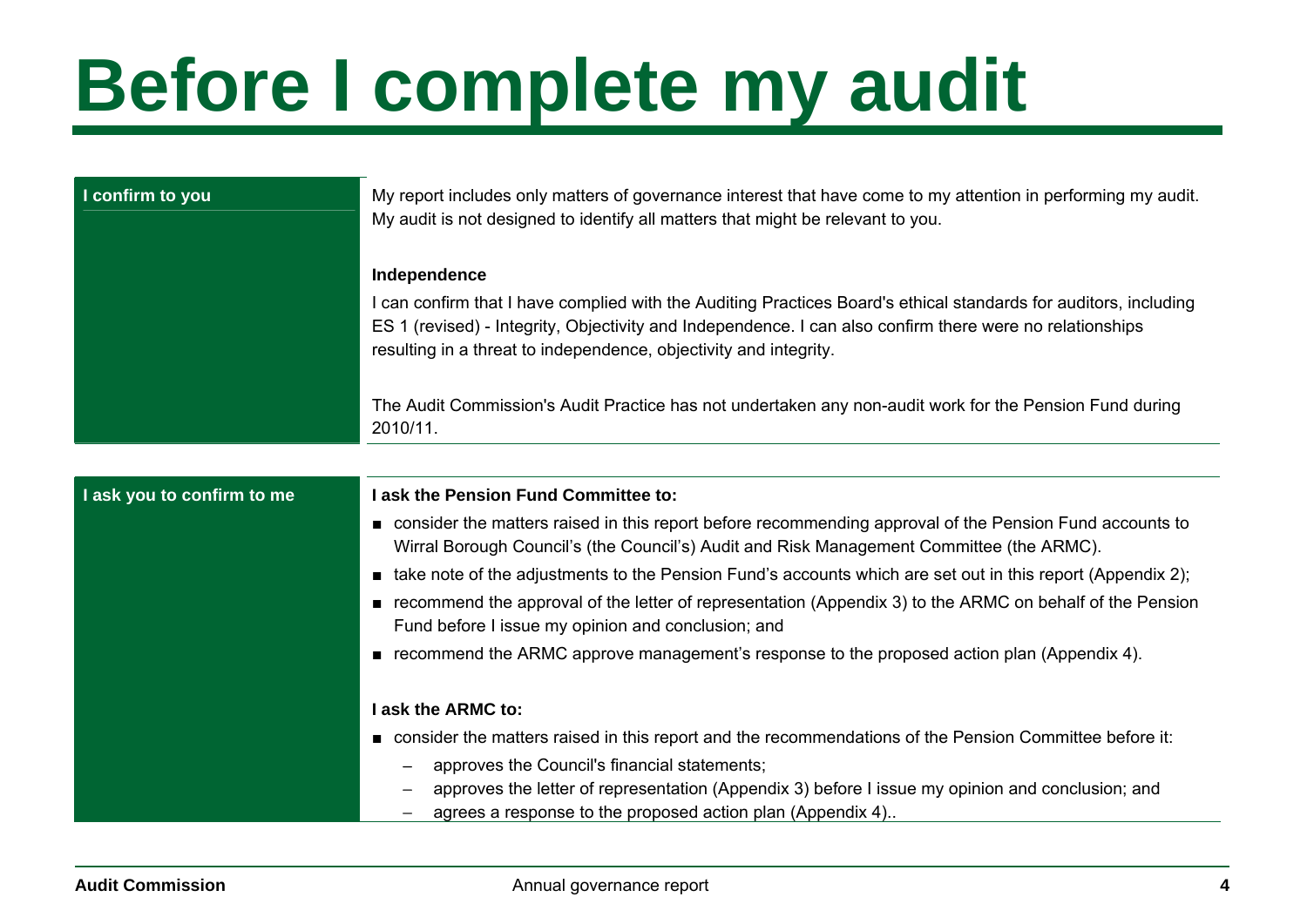# Before I complete my audit

## I confirm to you

My report includes only matters of governance interest that have come to my attention in performing my audit. My audit is not designed to identify all matters that might be relevant to you.

**Independence**

I can confirm that I have complied with the Auditing Practices Board's ethical standards for auditors, including ES 1 (revised) - Integrity, Objectivity and Independence. I can also confirm there were no relationships resulting in a threat to independence, objectivity and integrity.

The Audit Commission's Audit Practice has not undertaken any non-audit work for the Pension Fund during 2010/11.

## I ask you to confirm to me

**I ask the Pension Fund Committee to:**

- consider the matters raised in this report before recommending approval of the Pension Fund accounts to Wirral Borough Council's (the Council's) Audit and Risk Management Committee (the ARMC).
- take note of the adjustments to the Pension Fund's accounts which are set out in this report (Appendix 2);
- recommend the approval of the letter of representation (Appendix 3) to the ARMC on behalf of the Pension Fund before I issue my opinion and conclusion; and
- recommend the ARMC approve management's response to the proposed action plan (Appendix 4).

**I ask the ARMC to:**

- consider the matters raised in this report and the recommendations of the Pension Committee before it:
  - approves the Council's financial statements;
  - approves the letter of representation (Appendix 3) before I issue my opinion and conclusion; and
  - agrees a response to the proposed action plan (Appendix 4)..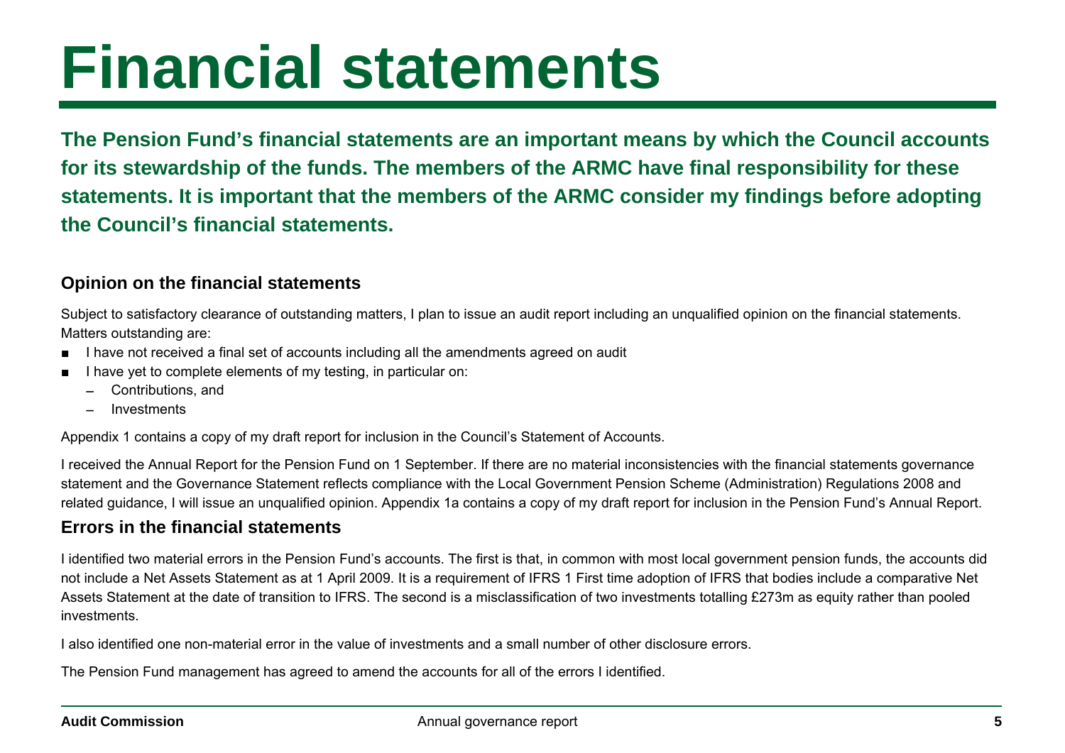# Financial statements

**The Pension Fund's financial statements are an important means by which the Council accounts for its stewardship of the funds. The members of the ARMC have final responsibility for these statements. It is important that the members of the ARMC consider my findings before adopting the Council's financial statements.**

## Opinion on the financial statements

Subject to satisfactory clearance of outstanding matters, I plan to issue an audit report including an unqualified opinion on the financial statements. Matters outstanding are:

- I have not received a final set of accounts including all the amendments agreed on audit
- I have yet to complete elements of my testing, in particular on:
  - Contributions, and
  - Investments

Appendix 1 contains a copy of my draft report for inclusion in the Council's Statement of Accounts.

I received the Annual Report for the Pension Fund on 1 September. If there are no material inconsistencies with the financial statements governance statement and the Governance Statement reflects compliance with the Local Government Pension Scheme (Administration) Regulations 2008 and related guidance, I will issue an unqualified opinion. Appendix 1a contains a copy of my draft report for inclusion in the Pension Fund's Annual Report.

## Errors in the financial statements

I identified two material errors in the Pension Fund's accounts. The first is that, in common with most local government pension funds, the accounts did not include a Net Assets Statement as at 1 April 2009. It is a requirement of IFRS 1 First time adoption of IFRS that bodies include a comparative Net Assets Statement at the date of transition to IFRS. The second is a misclassification of two investments totalling £273m as equity rather than pooled investments.

I also identified one non-material error in the value of investments and a small number of other disclosure errors.

The Pension Fund management has agreed to amend the accounts for all of the errors I identified.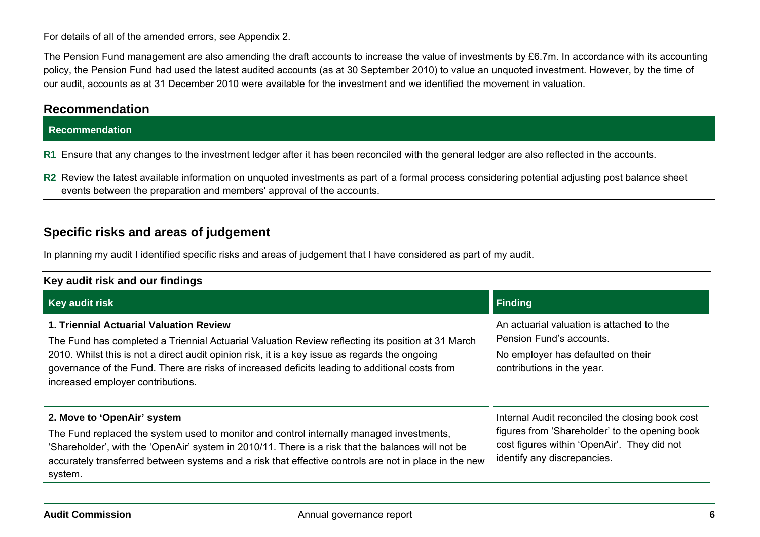For details of all of the amended errors, see Appendix 2.

The Pension Fund management are also amending the draft accounts to increase the value of investments by £6.7m. In accordance with its accounting policy, the Pension Fund had used the latest audited accounts (as at 30 September 2010) to value an unquoted investment. However, by the time of our audit, accounts as at 31 December 2010 were available for the investment and we identified the movement in valuation.

## Recommendation

| Recommendation |
|---|
| **R1** Ensure that any changes to the investment ledger after it has been reconciled with the general ledger are also reflected in the accounts. |
| **R2** Review the latest available information on unquoted investments as part of a formal process considering potential adjusting post balance sheet events between the preparation and members' approval of the accounts. |

## Specific risks and areas of judgement

In planning my audit I identified specific risks and areas of judgement that I have considered as part of my audit.

**Key audit risk and our findings**

| Key audit risk | Finding |
|---|---|
| **1. Triennial Actuarial Valuation Review**<br>The Fund has completed a Triennial Actuarial Valuation Review reflecting its position at 31 March 2010. Whilst this is not a direct audit opinion risk, it is a key issue as regards the ongoing governance of the Fund. There are risks of increased deficits leading to additional costs from increased employer contributions. | An actuarial valuation is attached to the Pension Fund's accounts.<br>No employer has defaulted on their contributions in the year. |
| **2. Move to 'OpenAir' system**<br>The Fund replaced the system used to monitor and control internally managed investments, 'Shareholder', with the 'OpenAir' system in 2010/11. There is a risk that the balances will not be accurately transferred between systems and a risk that effective controls are not in place in the new system. | Internal Audit reconciled the closing book cost figures from 'Shareholder' to the opening book cost figures within 'OpenAir'. They did not identify any discrepancies. |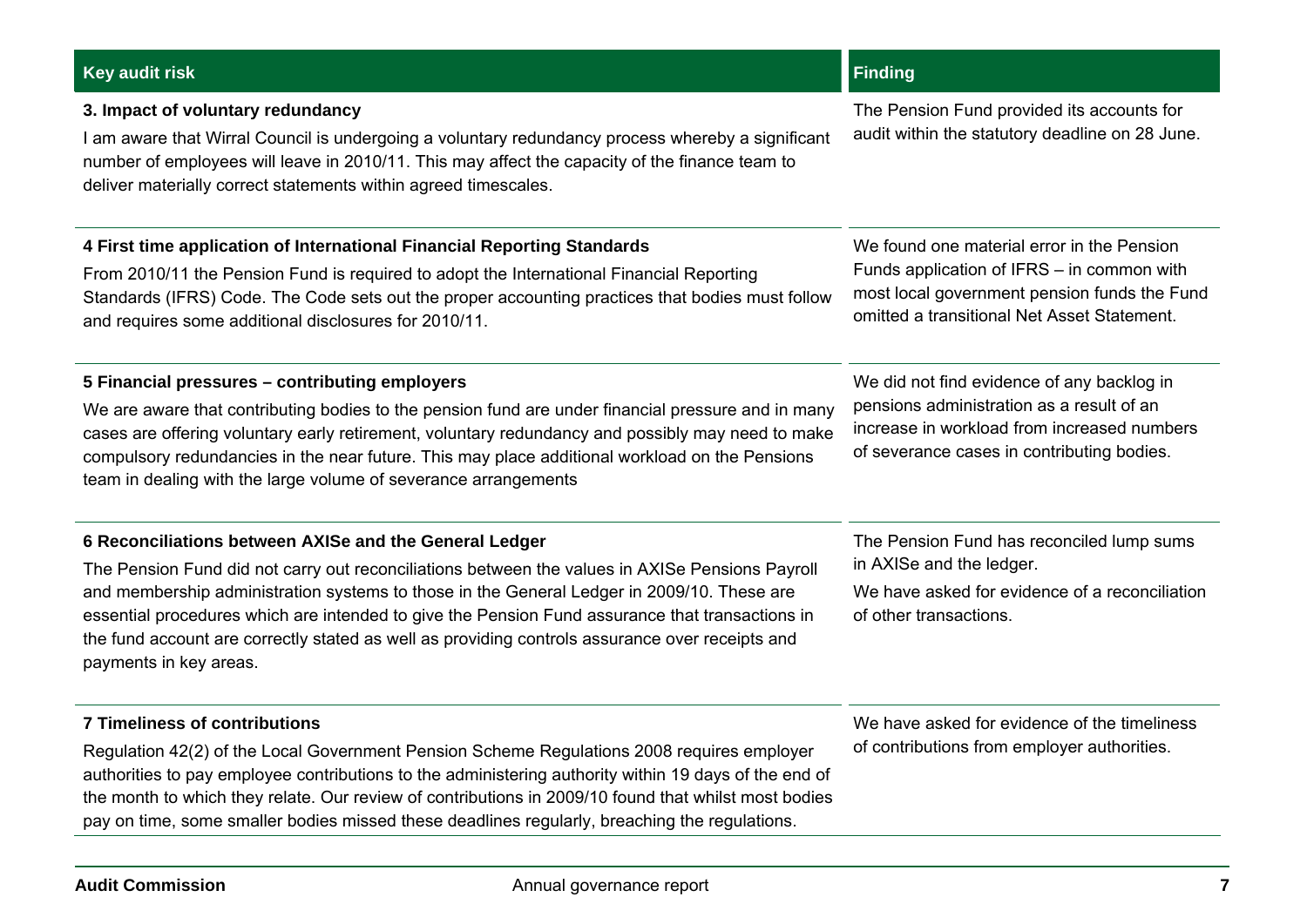| Key audit risk | Finding |
|---|---|
| **3. Impact of voluntary redundancy**<br>I am aware that Wirral Council is undergoing a voluntary redundancy process whereby a significant number of employees will leave in 2010/11. This may affect the capacity of the finance team to deliver materially correct statements within agreed timescales. | The Pension Fund provided its accounts for audit within the statutory deadline on 28 June. |
| **4 First time application of International Financial Reporting Standards**<br>From 2010/11 the Pension Fund is required to adopt the International Financial Reporting Standards (IFRS) Code. The Code sets out the proper accounting practices that bodies must follow and requires some additional disclosures for 2010/11. | We found one material error in the Pension Funds application of IFRS – in common with most local government pension funds the Fund omitted a transitional Net Asset Statement. |
| **5 Financial pressures – contributing employers**<br>We are aware that contributing bodies to the pension fund are under financial pressure and in many cases are offering voluntary early retirement, voluntary redundancy and possibly may need to make compulsory redundancies in the near future. This may place additional workload on the Pensions team in dealing with the large volume of severance arrangements | We did not find evidence of any backlog in pensions administration as a result of an increase in workload from increased numbers of severance cases in contributing bodies. |
| **6 Reconciliations between AXISe and the General Ledger**<br>The Pension Fund did not carry out reconciliations between the values in AXISe Pensions Payroll and membership administration systems to those in the General Ledger in 2009/10. These are essential procedures which are intended to give the Pension Fund assurance that transactions in the fund account are correctly stated as well as providing controls assurance over receipts and payments in key areas. | The Pension Fund has reconciled lump sums in AXISe and the ledger.<br>We have asked for evidence of a reconciliation of other transactions. |
| **7 Timeliness of contributions**<br>Regulation 42(2) of the Local Government Pension Scheme Regulations 2008 requires employer authorities to pay employee contributions to the administering authority within 19 days of the end of the month to which they relate. Our review of contributions in 2009/10 found that whilst most bodies pay on time, some smaller bodies missed these deadlines regularly, breaching the regulations. | We have asked for evidence of the timeliness of contributions from employer authorities. |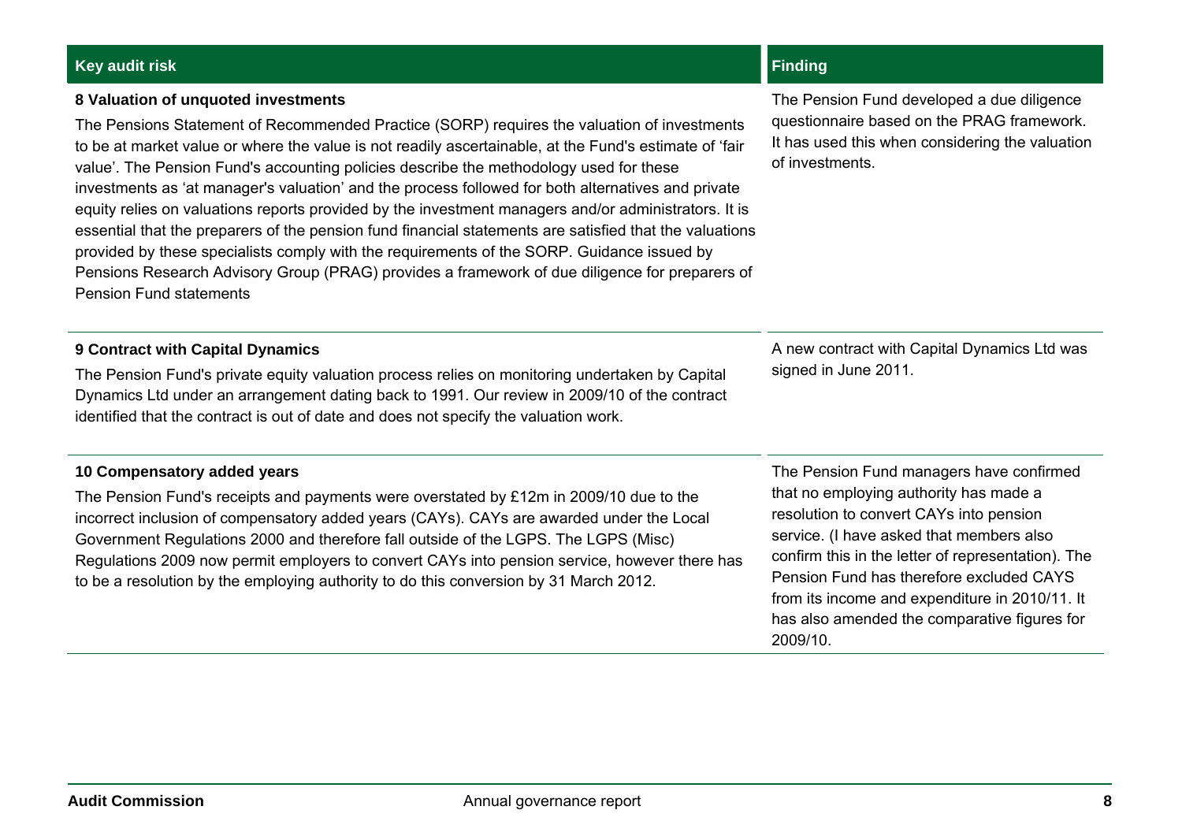| Key audit risk | Finding |
| --- | --- |
| **8 Valuation of unquoted investments**<br>The Pensions Statement of Recommended Practice (SORP) requires the valuation of investments to be at market value or where the value is not readily ascertainable, at the Fund's estimate of 'fair value'. The Pension Fund's accounting policies describe the methodology used for these investments as 'at manager's valuation' and the process followed for both alternatives and private equity relies on valuations reports provided by the investment managers and/or administrators. It is essential that the preparers of the pension fund financial statements are satisfied that the valuations provided by these specialists comply with the requirements of the SORP. Guidance issued by Pensions Research Advisory Group (PRAG) provides a framework of due diligence for preparers of Pension Fund statements | The Pension Fund developed a due diligence questionnaire based on the PRAG framework. It has used this when considering the valuation of investments. |
| **9 Contract with Capital Dynamics**<br>The Pension Fund's private equity valuation process relies on monitoring undertaken by Capital Dynamics Ltd under an arrangement dating back to 1991. Our review in 2009/10 of the contract identified that the contract is out of date and does not specify the valuation work. | A new contract with Capital Dynamics Ltd was signed in June 2011. |
| **10 Compensatory added years**<br>The Pension Fund's receipts and payments were overstated by £12m in 2009/10 due to the incorrect inclusion of compensatory added years (CAYs). CAYs are awarded under the Local Government Regulations 2000 and therefore fall outside of the LGPS. The LGPS (Misc) Regulations 2009 now permit employers to convert CAYs into pension service, however there has to be a resolution by the employing authority to do this conversion by 31 March 2012. | The Pension Fund managers have confirmed that no employing authority has made a resolution to convert CAYs into pension service. (I have asked that members also confirm this in the letter of representation). The Pension Fund has therefore excluded CAYS from its income and expenditure in 2010/11. It has also amended the comparative figures for 2009/10. |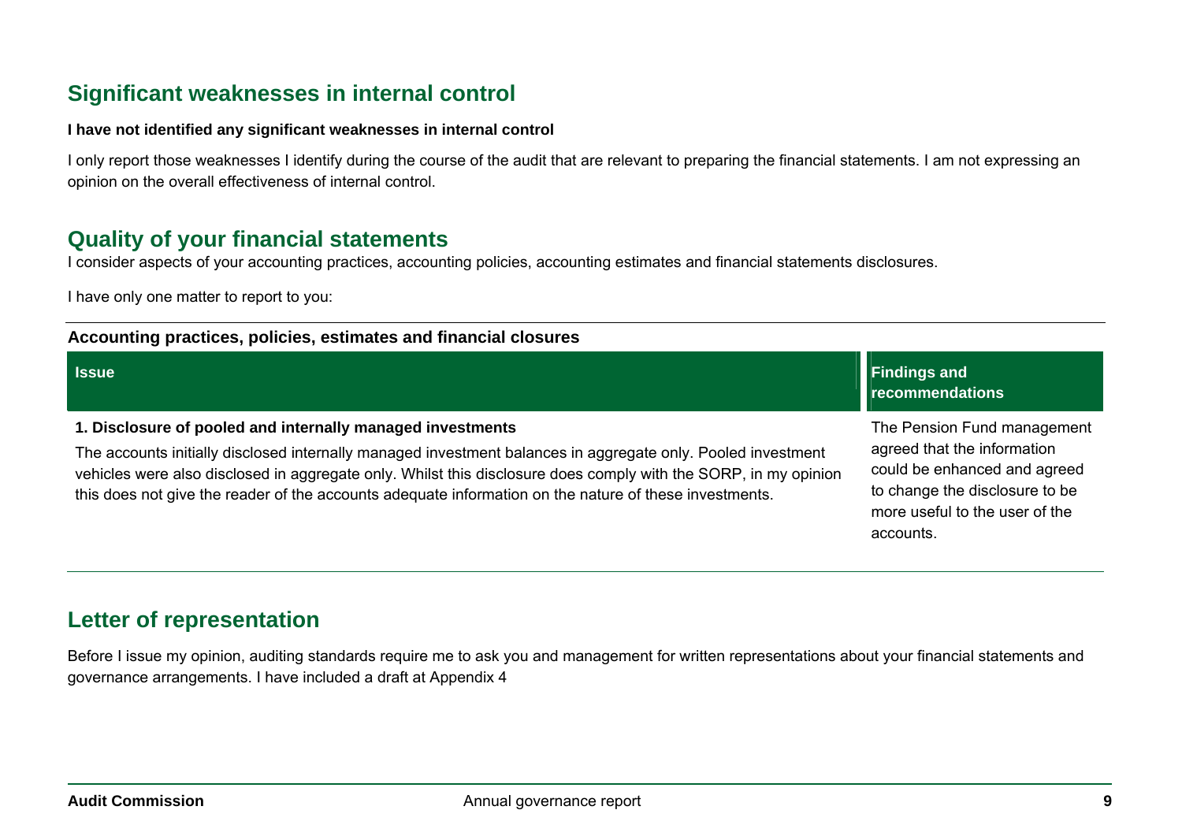## Significant weaknesses in internal control

**I have not identified any significant weaknesses in internal control**

I only report those weaknesses I identify during the course of the audit that are relevant to preparing the financial statements. I am not expressing an opinion on the overall effectiveness of internal control.

## Quality of your financial statements

I consider aspects of your accounting practices, accounting policies, accounting estimates and financial statements disclosures.

I have only one matter to report to you:

**Accounting practices, policies, estimates and financial closures**

| Issue | Findings and recommendations |
|---|---|
| **1. Disclosure of pooled and internally managed investments**<br>The accounts initially disclosed internally managed investment balances in aggregate only. Pooled investment vehicles were also disclosed in aggregate only. Whilst this disclosure does comply with the SORP, in my opinion this does not give the reader of the accounts adequate information on the nature of these investments. | The Pension Fund management agreed that the information could be enhanced and agreed to change the disclosure to be more useful to the user of the accounts. |

## Letter of representation

Before I issue my opinion, auditing standards require me to ask you and management for written representations about your financial statements and governance arrangements. I have included a draft at Appendix 4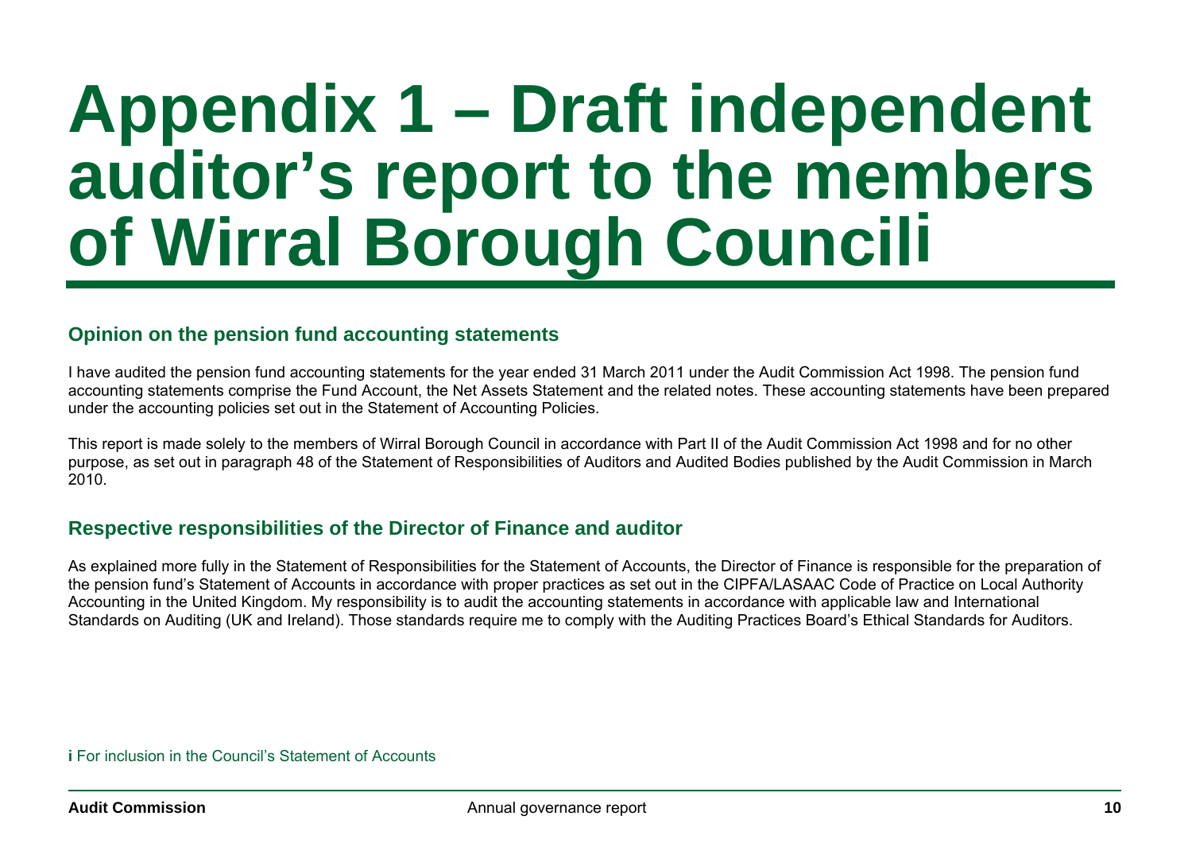# Appendix 1 – Draft independent auditor's report to the members of Wirral Borough Council[i]

## Opinion on the pension fund accounting statements

I have audited the pension fund accounting statements for the year ended 31 March 2011 under the Audit Commission Act 1998. The pension fund accounting statements comprise the Fund Account, the Net Assets Statement and the related notes. These accounting statements have been prepared under the accounting policies set out in the Statement of Accounting Policies.

This report is made solely to the members of Wirral Borough Council in accordance with Part II of the Audit Commission Act 1998 and for no other purpose, as set out in paragraph 48 of the Statement of Responsibilities of Auditors and Audited Bodies published by the Audit Commission in March 2010.

## Respective responsibilities of the Director of Finance and auditor

As explained more fully in the Statement of Responsibilities for the Statement of Accounts, the Director of Finance is responsible for the preparation of the pension fund's Statement of Accounts in accordance with proper practices as set out in the CIPFA/LASAAC Code of Practice on Local Authority Accounting in the United Kingdom. My responsibility is to audit the accounting statements in accordance with applicable law and International Standards on Auditing (UK and Ireland). Those standards require me to comply with the Auditing Practices Board's Ethical Standards for Auditors.

[i] For inclusion in the Council's Statement of Accounts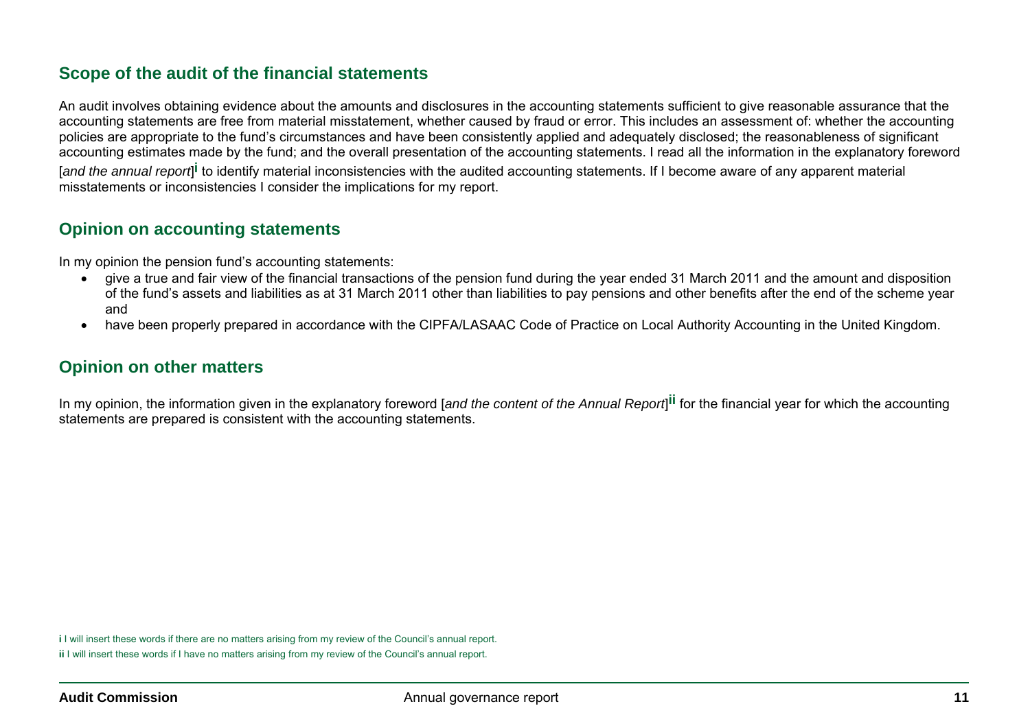## Scope of the audit of the financial statements

An audit involves obtaining evidence about the amounts and disclosures in the accounting statements sufficient to give reasonable assurance that the accounting statements are free from material misstatement, whether caused by fraud or error. This includes an assessment of: whether the accounting policies are appropriate to the fund's circumstances and have been consistently applied and adequately disclosed; the reasonableness of significant accounting estimates made by the fund; and the overall presentation of the accounting statements. I read all the information in the explanatory foreword [*and the annual report*][i] to identify material inconsistencies with the audited accounting statements. If I become aware of any apparent material misstatements or inconsistencies I consider the implications for my report.

## Opinion on accounting statements

In my opinion the pension fund's accounting statements:

- give a true and fair view of the financial transactions of the pension fund during the year ended 31 March 2011 and the amount and disposition of the fund's assets and liabilities as at 31 March 2011 other than liabilities to pay pensions and other benefits after the end of the scheme year and
- have been properly prepared in accordance with the CIPFA/LASAAC Code of Practice on Local Authority Accounting in the United Kingdom.

## Opinion on other matters

In my opinion, the information given in the explanatory foreword [*and the content of the Annual Report*][ii] for the financial year for which the accounting statements are prepared is consistent with the accounting statements.

[i] I will insert these words if there are no matters arising from my review of the Council's annual report.

[ii] I will insert these words if I have no matters arising from my review of the Council's annual report.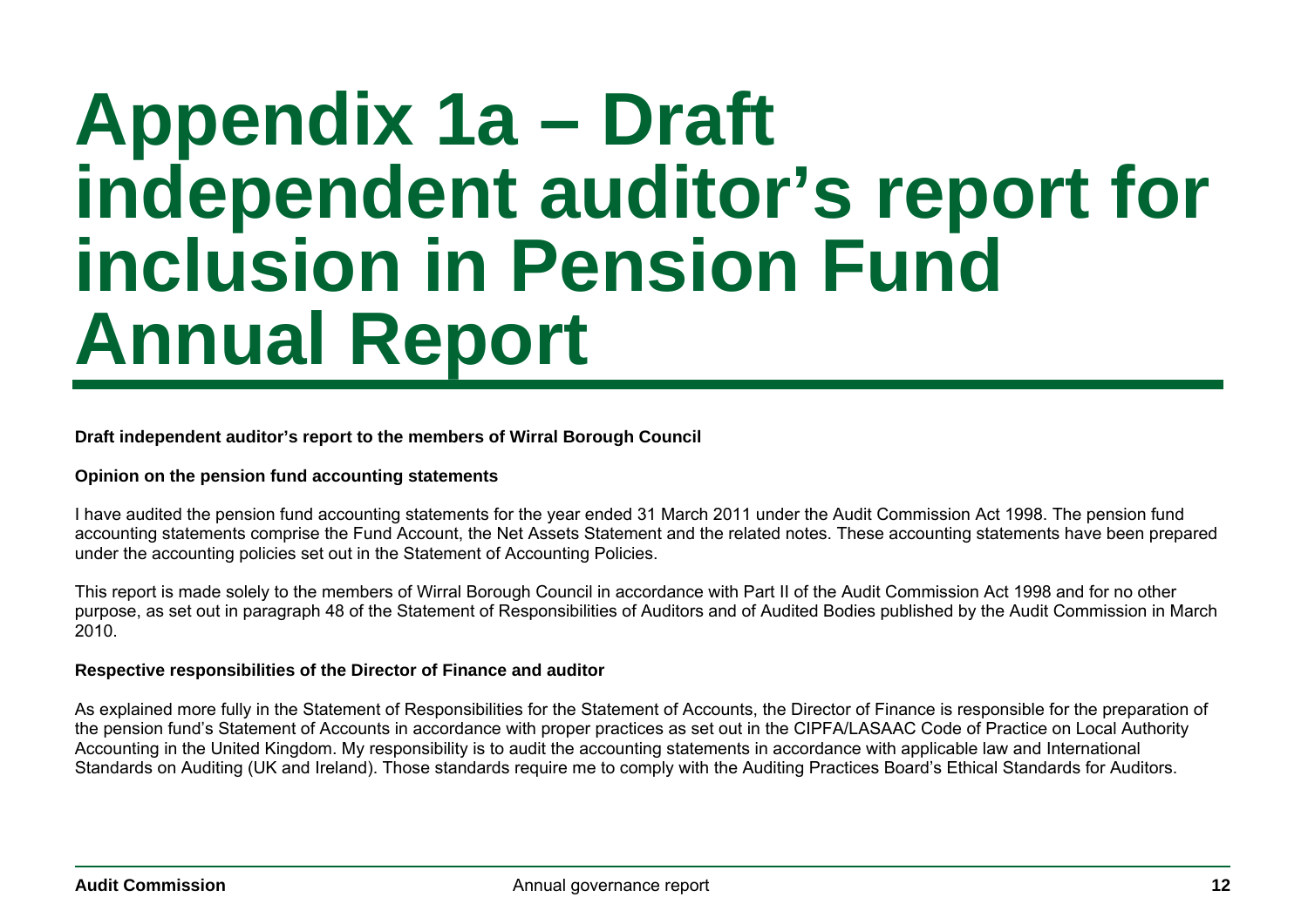# Appendix 1a – Draft independent auditor's report for inclusion in Pension Fund Annual Report

**Draft independent auditor's report to the members of Wirral Borough Council**

**Opinion on the pension fund accounting statements**

I have audited the pension fund accounting statements for the year ended 31 March 2011 under the Audit Commission Act 1998. The pension fund accounting statements comprise the Fund Account, the Net Assets Statement and the related notes. These accounting statements have been prepared under the accounting policies set out in the Statement of Accounting Policies.

This report is made solely to the members of Wirral Borough Council in accordance with Part II of the Audit Commission Act 1998 and for no other purpose, as set out in paragraph 48 of the Statement of Responsibilities of Auditors and of Audited Bodies published by the Audit Commission in March 2010.

**Respective responsibilities of the Director of Finance and auditor**

As explained more fully in the Statement of Responsibilities for the Statement of Accounts, the Director of Finance is responsible for the preparation of the pension fund's Statement of Accounts in accordance with proper practices as set out in the CIPFA/LASAAC Code of Practice on Local Authority Accounting in the United Kingdom. My responsibility is to audit the accounting statements in accordance with applicable law and International Standards on Auditing (UK and Ireland). Those standards require me to comply with the Auditing Practices Board's Ethical Standards for Auditors.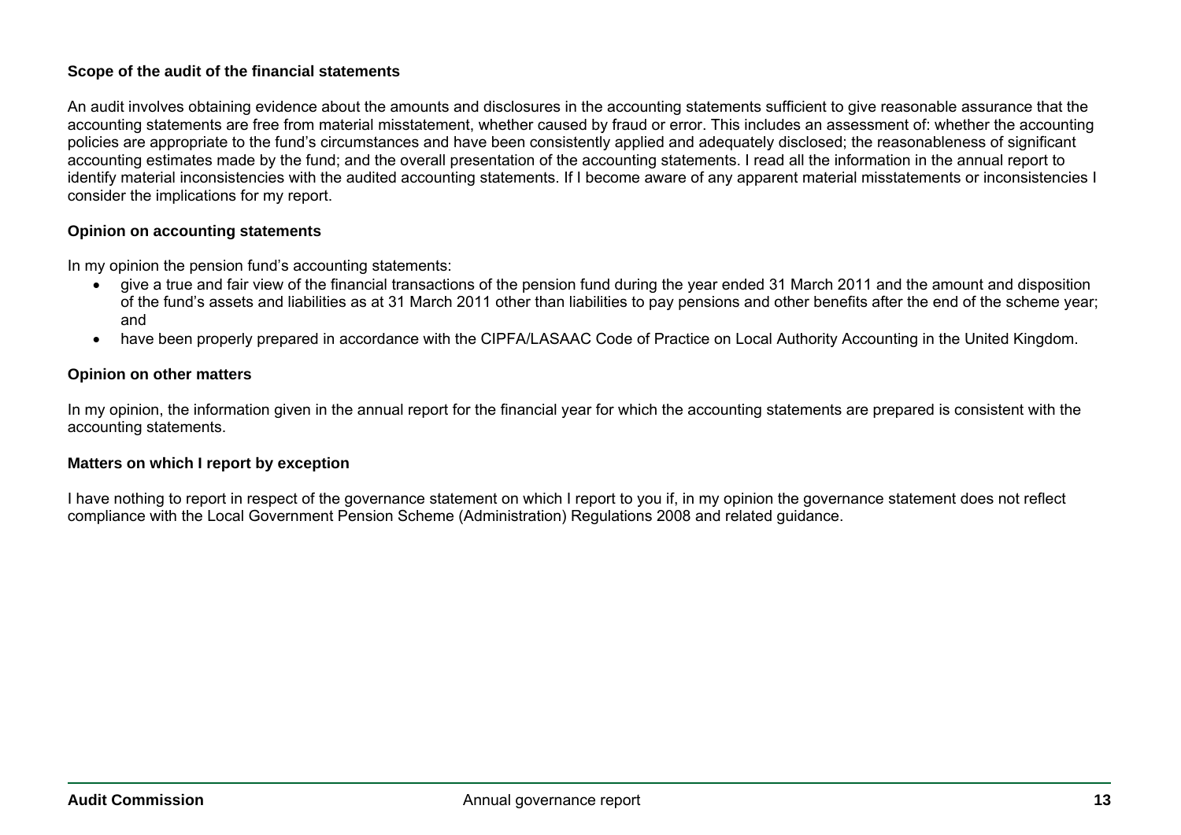**Scope of the audit of the financial statements**

An audit involves obtaining evidence about the amounts and disclosures in the accounting statements sufficient to give reasonable assurance that the accounting statements are free from material misstatement, whether caused by fraud or error. This includes an assessment of: whether the accounting policies are appropriate to the fund's circumstances and have been consistently applied and adequately disclosed; the reasonableness of significant accounting estimates made by the fund; and the overall presentation of the accounting statements. I read all the information in the annual report to identify material inconsistencies with the audited accounting statements. If I become aware of any apparent material misstatements or inconsistencies I consider the implications for my report.

**Opinion on accounting statements**

In my opinion the pension fund's accounting statements:

- give a true and fair view of the financial transactions of the pension fund during the year ended 31 March 2011 and the amount and disposition of the fund's assets and liabilities as at 31 March 2011 other than liabilities to pay pensions and other benefits after the end of the scheme year; and
- have been properly prepared in accordance with the CIPFA/LASAAC Code of Practice on Local Authority Accounting in the United Kingdom.

**Opinion on other matters**

In my opinion, the information given in the annual report for the financial year for which the accounting statements are prepared is consistent with the accounting statements.

**Matters on which I report by exception**

I have nothing to report in respect of the governance statement on which I report to you if, in my opinion the governance statement does not reflect compliance with the Local Government Pension Scheme (Administration) Regulations 2008 and related guidance.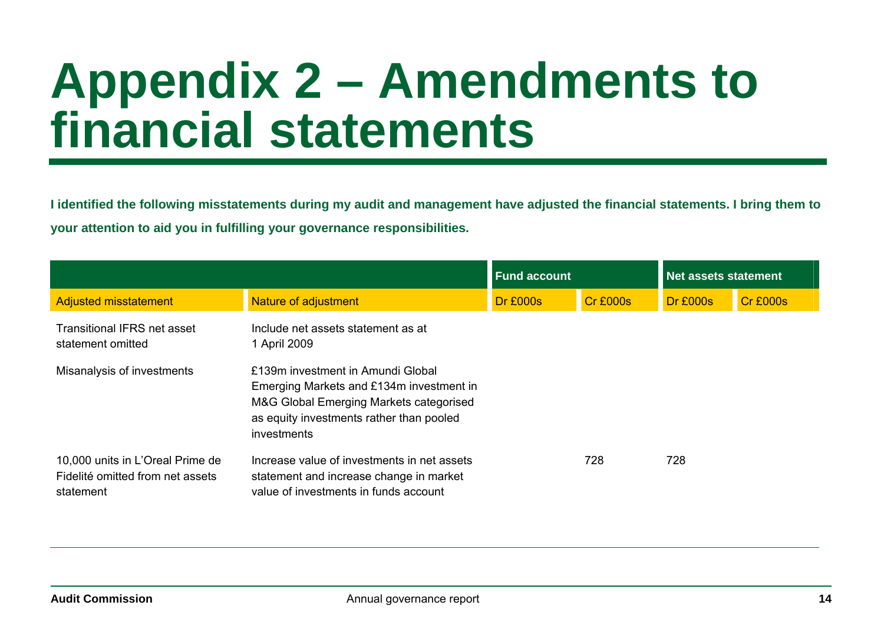# Appendix 2 – Amendments to financial statements

**I identified the following misstatements during my audit and management have adjusted the financial statements. I bring them to your attention to aid you in fulfilling your governance responsibilities.**

| | | Fund account | | Net assets statement | |
|---|---|---|---|---|---|
| Adjusted misstatement | Nature of adjustment | Dr £000s | Cr £000s | Dr £000s | Cr £000s |
| Transitional IFRS net asset statement omitted | Include net assets statement as at 1 April 2009 | | | | |
| Misanalysis of investments | £139m investment in Amundi Global Emerging Markets and £134m investment in M&G Global Emerging Markets categorised as equity investments rather than pooled investments | | | | |
| 10,000 units in L'Oreal Prime de Fidelité omitted from net assets statement | Increase value of investments in net assets statement and increase change in market value of investments in funds account | | 728 | 728 | |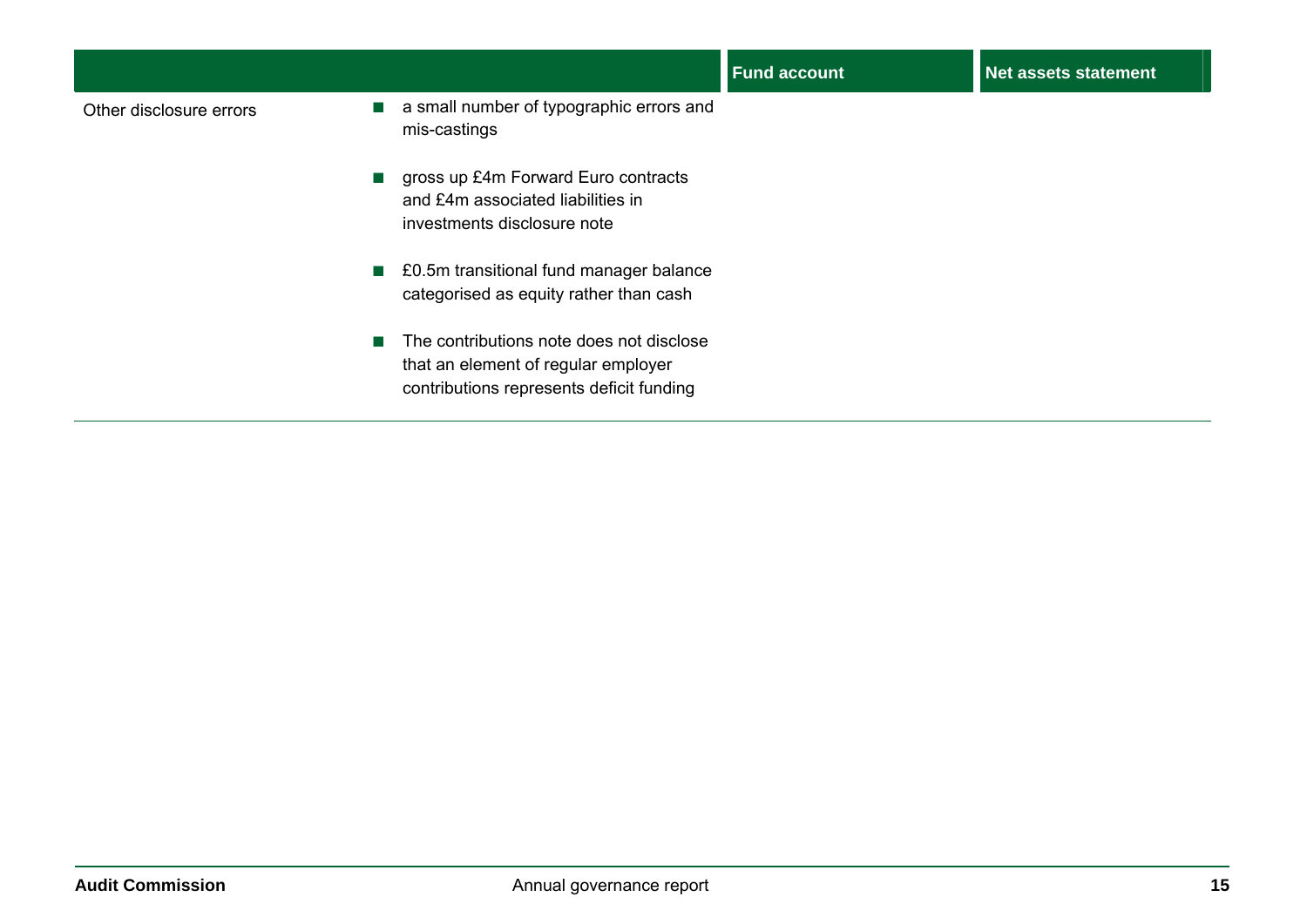| | | Fund account | Net assets statement |
|---|---|---|---|
| Other disclosure errors | ■ a small number of typographic errors and mis-castings<br><br>■ gross up £4m Forward Euro contracts and £4m associated liabilities in investments disclosure note<br><br>■ £0.5m transitional fund manager balance categorised as equity rather than cash<br><br>■ The contributions note does not disclose that an element of regular employer contributions represents deficit funding | | |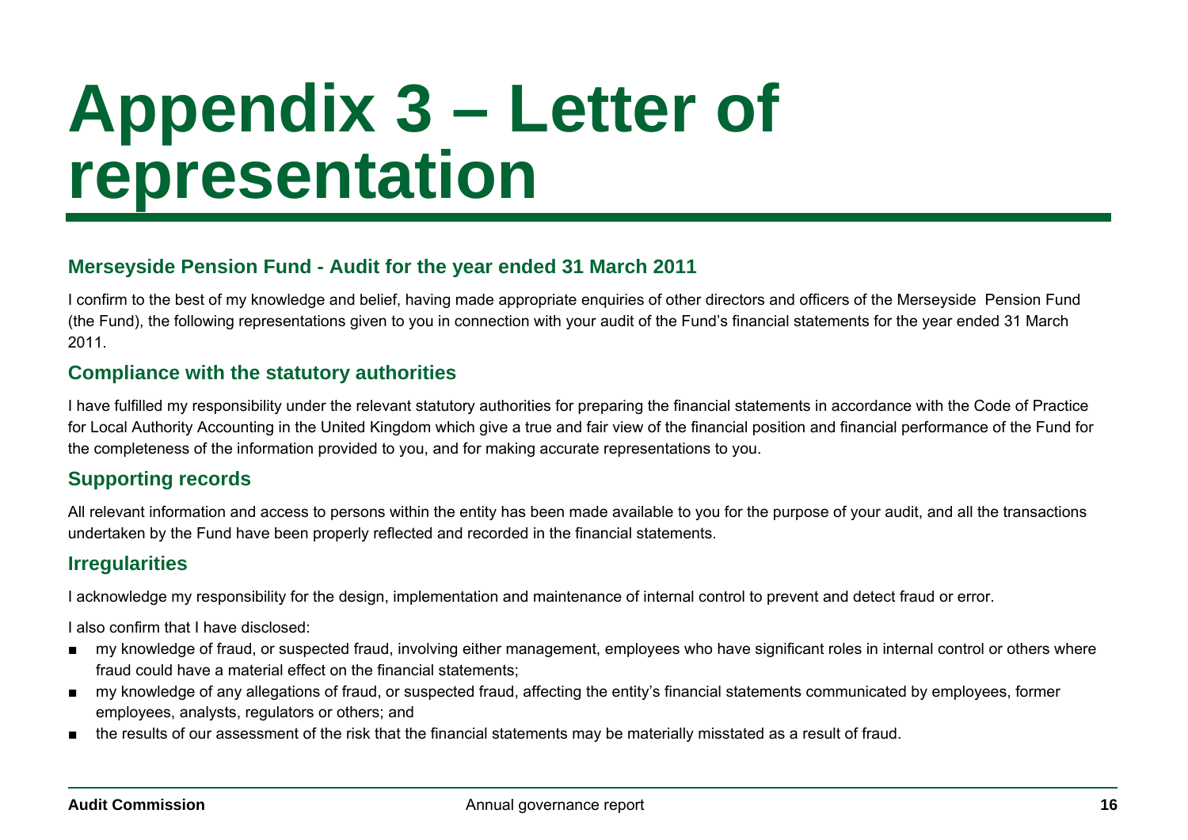# Appendix 3 – Letter of representation

## Merseyside Pension Fund - Audit for the year ended 31 March 2011

I confirm to the best of my knowledge and belief, having made appropriate enquiries of other directors and officers of the Merseyside Pension Fund (the Fund), the following representations given to you in connection with your audit of the Fund's financial statements for the year ended 31 March 2011.

## Compliance with the statutory authorities

I have fulfilled my responsibility under the relevant statutory authorities for preparing the financial statements in accordance with the Code of Practice for Local Authority Accounting in the United Kingdom which give a true and fair view of the financial position and financial performance of the Fund for the completeness of the information provided to you, and for making accurate representations to you.

## Supporting records

All relevant information and access to persons within the entity has been made available to you for the purpose of your audit, and all the transactions undertaken by the Fund have been properly reflected and recorded in the financial statements.

## Irregularities

I acknowledge my responsibility for the design, implementation and maintenance of internal control to prevent and detect fraud or error.

I also confirm that I have disclosed:

- my knowledge of fraud, or suspected fraud, involving either management, employees who have significant roles in internal control or others where fraud could have a material effect on the financial statements;
- my knowledge of any allegations of fraud, or suspected fraud, affecting the entity's financial statements communicated by employees, former employees, analysts, regulators or others; and
- the results of our assessment of the risk that the financial statements may be materially misstated as a result of fraud.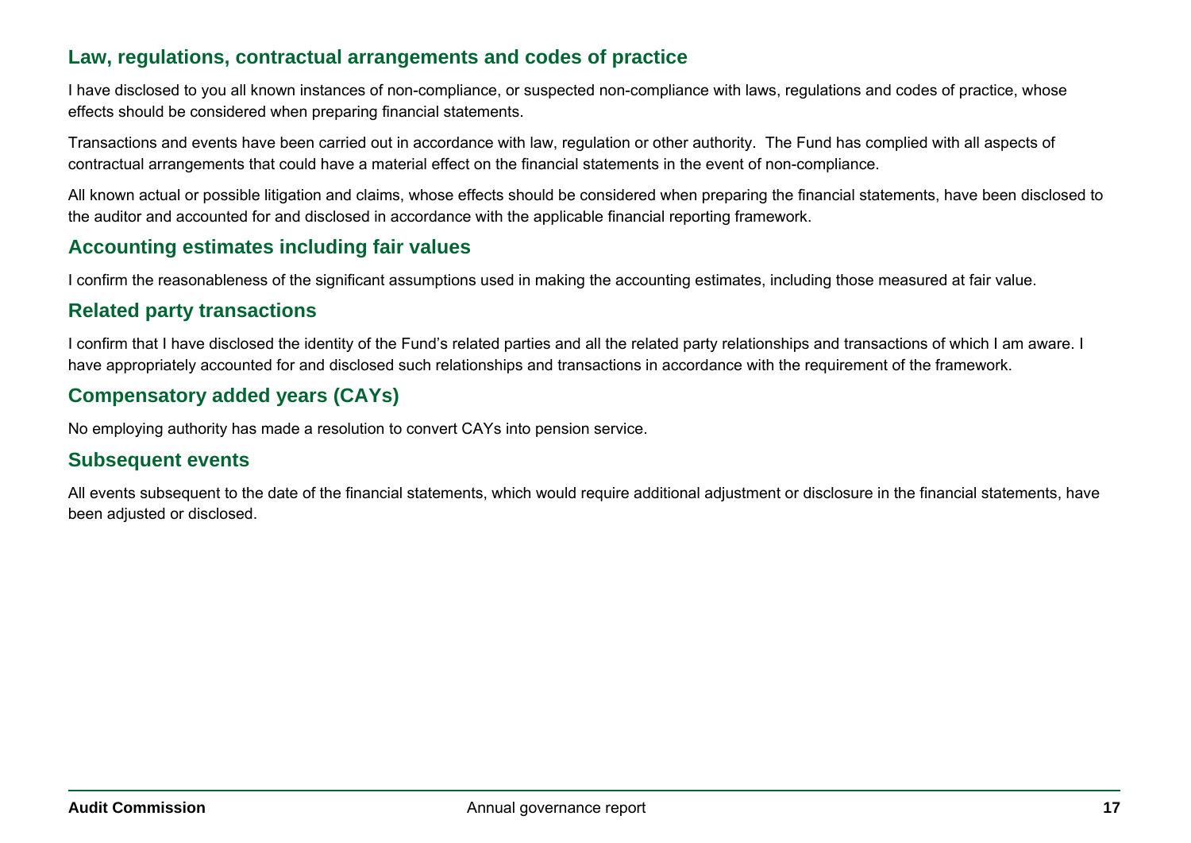## Law, regulations, contractual arrangements and codes of practice

I have disclosed to you all known instances of non-compliance, or suspected non-compliance with laws, regulations and codes of practice, whose effects should be considered when preparing financial statements.

Transactions and events have been carried out in accordance with law, regulation or other authority. The Fund has complied with all aspects of contractual arrangements that could have a material effect on the financial statements in the event of non-compliance.

All known actual or possible litigation and claims, whose effects should be considered when preparing the financial statements, have been disclosed to the auditor and accounted for and disclosed in accordance with the applicable financial reporting framework.

## Accounting estimates including fair values

I confirm the reasonableness of the significant assumptions used in making the accounting estimates, including those measured at fair value.

## Related party transactions

I confirm that I have disclosed the identity of the Fund's related parties and all the related party relationships and transactions of which I am aware. I have appropriately accounted for and disclosed such relationships and transactions in accordance with the requirement of the framework.

## Compensatory added years (CAYs)

No employing authority has made a resolution to convert CAYs into pension service.

## Subsequent events

All events subsequent to the date of the financial statements, which would require additional adjustment or disclosure in the financial statements, have been adjusted or disclosed.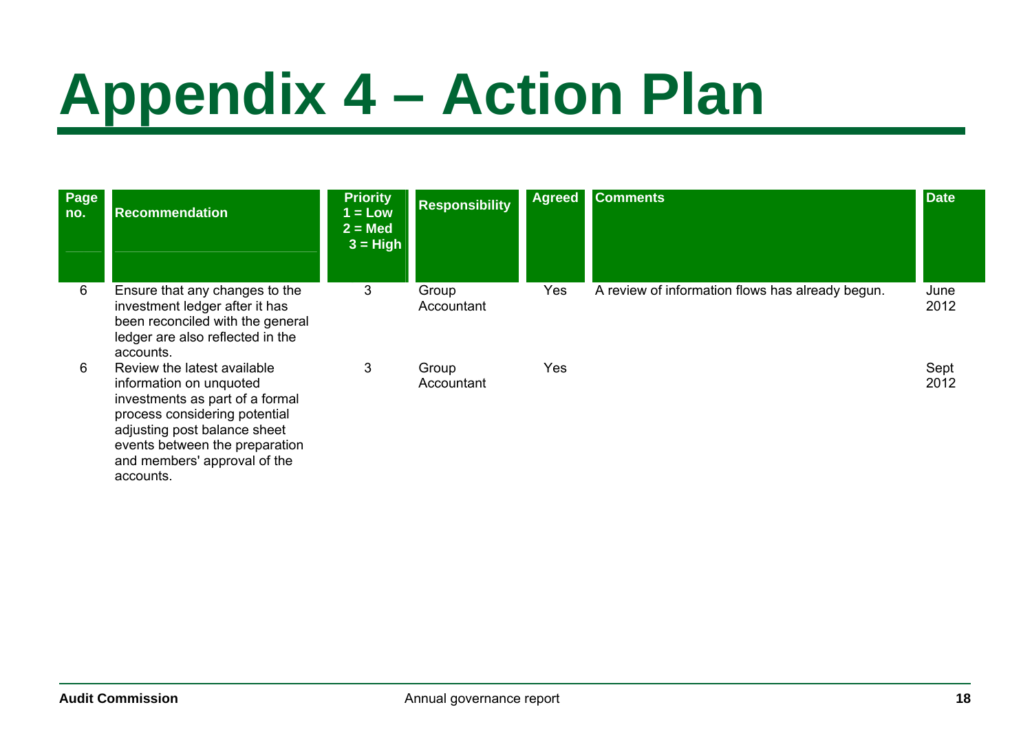# Appendix 4 – Action Plan

| Page no. | Recommendation | Priority 1 = Low 2 = Med 3 = High | Responsibility | Agreed | Comments | Date |
|---|---|---|---|---|---|---|
| 6 | Ensure that any changes to the investment ledger after it has been reconciled with the general ledger are also reflected in the accounts. | 3 | Group Accountant | Yes | A review of information flows has already begun. | June 2012 |
| 6 | Review the latest available information on unquoted investments as part of a formal process considering potential adjusting post balance sheet events between the preparation and members' approval of the accounts. | 3 | Group Accountant | Yes | | Sept 2012 |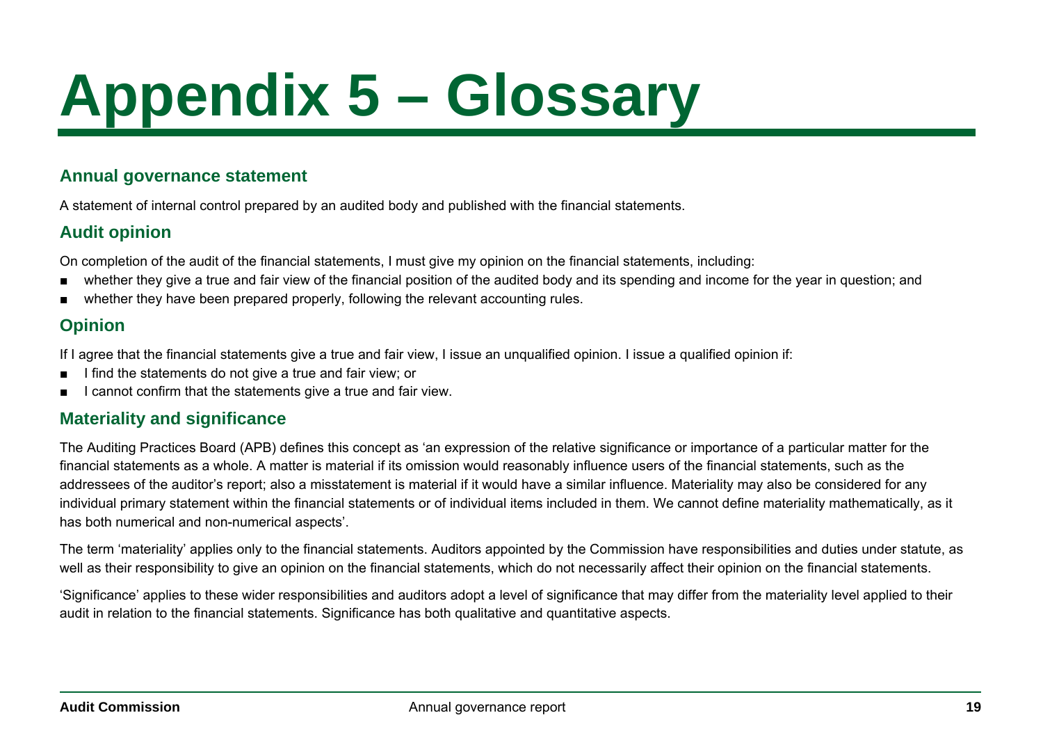# Appendix 5 – Glossary

## Annual governance statement

A statement of internal control prepared by an audited body and published with the financial statements.

## Audit opinion

On completion of the audit of the financial statements, I must give my opinion on the financial statements, including:

- whether they give a true and fair view of the financial position of the audited body and its spending and income for the year in question; and
- whether they have been prepared properly, following the relevant accounting rules.

## Opinion

If I agree that the financial statements give a true and fair view, I issue an unqualified opinion. I issue a qualified opinion if:

- I find the statements do not give a true and fair view; or
- I cannot confirm that the statements give a true and fair view.

## Materiality and significance

The Auditing Practices Board (APB) defines this concept as 'an expression of the relative significance or importance of a particular matter for the financial statements as a whole. A matter is material if its omission would reasonably influence users of the financial statements, such as the addressees of the auditor's report; also a misstatement is material if it would have a similar influence. Materiality may also be considered for any individual primary statement within the financial statements or of individual items included in them. We cannot define materiality mathematically, as it has both numerical and non-numerical aspects'.

The term 'materiality' applies only to the financial statements. Auditors appointed by the Commission have responsibilities and duties under statute, as well as their responsibility to give an opinion on the financial statements, which do not necessarily affect their opinion on the financial statements.

'Significance' applies to these wider responsibilities and auditors adopt a level of significance that may differ from the materiality level applied to their audit in relation to the financial statements. Significance has both qualitative and quantitative aspects.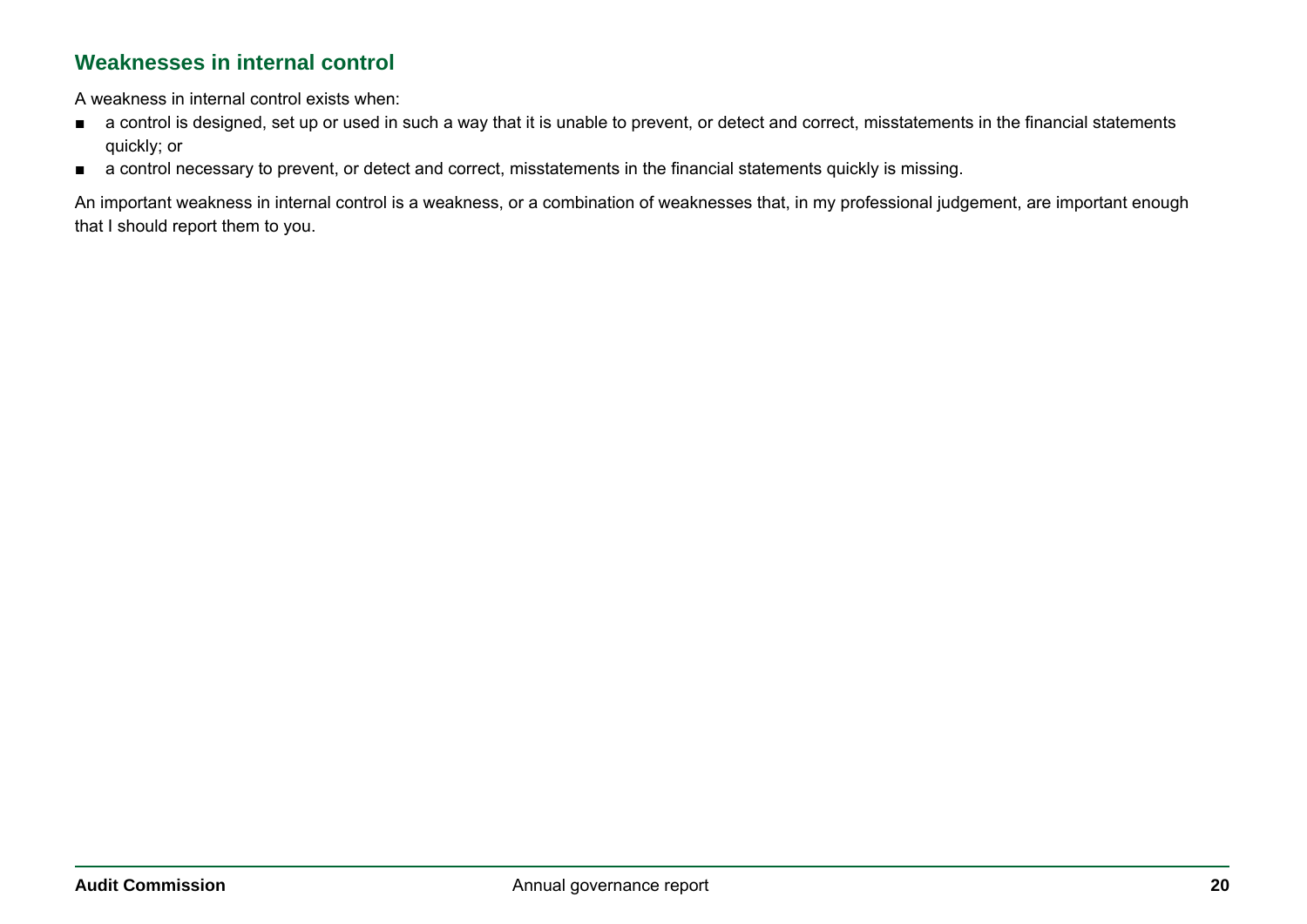## Weaknesses in internal control

A weakness in internal control exists when:

- a control is designed, set up or used in such a way that it is unable to prevent, or detect and correct, misstatements in the financial statements quickly; or
- a control necessary to prevent, or detect and correct, misstatements in the financial statements quickly is missing.

An important weakness in internal control is a weakness, or a combination of weaknesses that, in my professional judgement, are important enough that I should report them to you.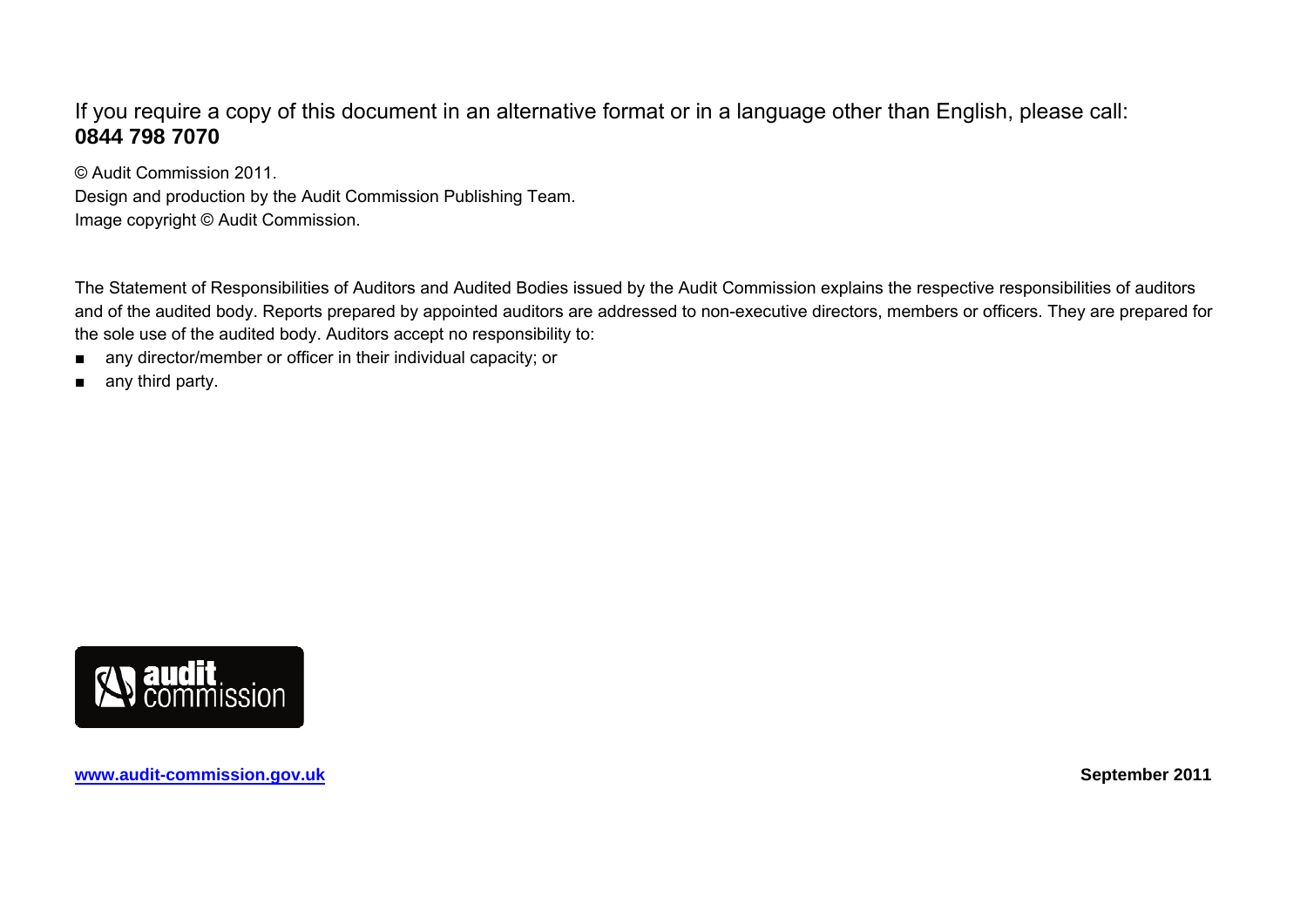If you require a copy of this document in an alternative format or in a language other than English, please call:
**0844 798 7070**

© Audit Commission 2011.
Design and production by the Audit Commission Publishing Team.
Image copyright © Audit Commission.

The Statement of Responsibilities of Auditors and Audited Bodies issued by the Audit Commission explains the respective responsibilities of auditors and of the audited body. Reports prepared by appointed auditors are addressed to non-executive directors, members or officers. They are prepared for the sole use of the audited body. Auditors accept no responsibility to:

- any director/member or officer in their individual capacity; or
- any third party.

audit commission

**www.audit-commission.gov.uk**

**September 2011**